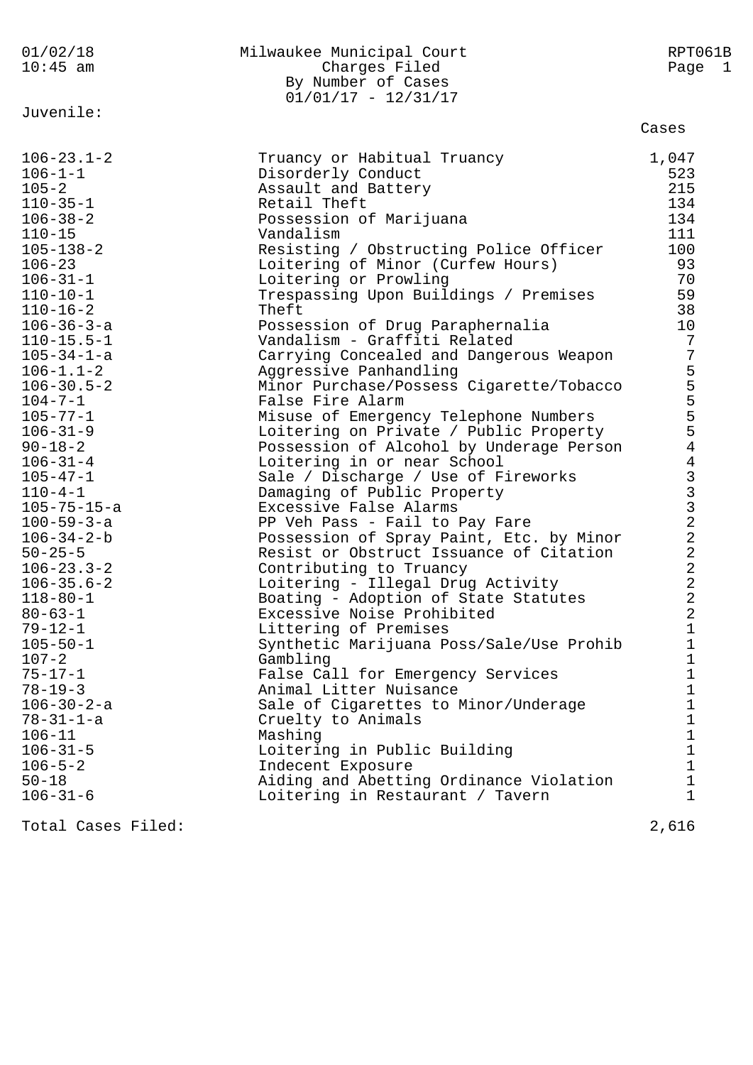# Milwaukee Municipal Court

## Charges Filed

### By Number of Cases

01/01/17 - 12/31/17

01/02/18 10:45 am — RPT061B

**Juvenile:**

| Code | Charge | Cases |
|---|---|---|
| 106-23.1-2 | Truancy or Habitual Truancy | 1,047 |
| 106-1-1 | Disorderly Conduct | 523 |
| 105-2 | Assault and Battery | 215 |
| 110-35-1 | Retail Theft | 134 |
| 106-38-2 | Possession of Marijuana | 134 |
| 110-15 | Vandalism | 111 |
| 105-138-2 | Resisting / Obstructing Police Officer | 100 |
| 106-23 | Loitering of Minor (Curfew Hours) | 93 |
| 106-31-1 | Loitering or Prowling | 70 |
| 110-10-1 | Trespassing Upon Buildings / Premises | 59 |
| 110-16-2 | Theft | 38 |
| 106-36-3-a | Possession of Drug Paraphernalia | 10 |
| 110-15.5-1 | Vandalism - Graffiti Related | 7 |
| 105-34-1-a | Carrying Concealed and Dangerous Weapon | 7 |
| 106-1.1-2 | Aggressive Panhandling | 5 |
| 106-30.5-2 | Minor Purchase/Possess Cigarette/Tobacco | 5 |
| 104-7-1 | False Fire Alarm | 5 |
| 105-77-1 | Misuse of Emergency Telephone Numbers | 5 |
| 106-31-9 | Loitering on Private / Public Property | 5 |
| 90-18-2 | Possession of Alcohol by Underage Person | 4 |
| 106-31-4 | Loitering in or near School | 4 |
| 105-47-1 | Sale / Discharge / Use of Fireworks | 3 |
| 110-4-1 | Damaging of Public Property | 3 |
| 105-75-15-a | Excessive False Alarms | 3 |
| 100-59-3-a | PP Veh Pass - Fail to Pay Fare | 2 |
| 106-34-2-b | Possession of Spray Paint, Etc. by Minor | 2 |
| 50-25-5 | Resist or Obstruct Issuance of Citation | 2 |
| 106-23.3-2 | Contributing to Truancy | 2 |
| 106-35.6-2 | Loitering - Illegal Drug Activity | 2 |
| 118-80-1 | Boating - Adoption of State Statutes | 2 |
| 80-63-1 | Excessive Noise Prohibited | 2 |
| 79-12-1 | Littering of Premises | 1 |
| 105-50-1 | Synthetic Marijuana Poss/Sale/Use Prohib | 1 |
| 107-2 | Gambling | 1 |
| 75-17-1 | False Call for Emergency Services | 1 |
| 78-19-3 | Animal Litter Nuisance | 1 |
| 106-30-2-a | Sale of Cigarettes to Minor/Underage | 1 |
| 78-31-1-a | Cruelty to Animals | 1 |
| 106-11 | Mashing | 1 |
| 106-31-5 | Loitering in Public Building | 1 |
| 106-5-2 | Indecent Exposure | 1 |
| 50-18 | Aiding and Abetting Ordinance Violation | 1 |
| 106-31-6 | Loitering in Restaurant / Tavern | 1 |

Total Cases Filed: 2,616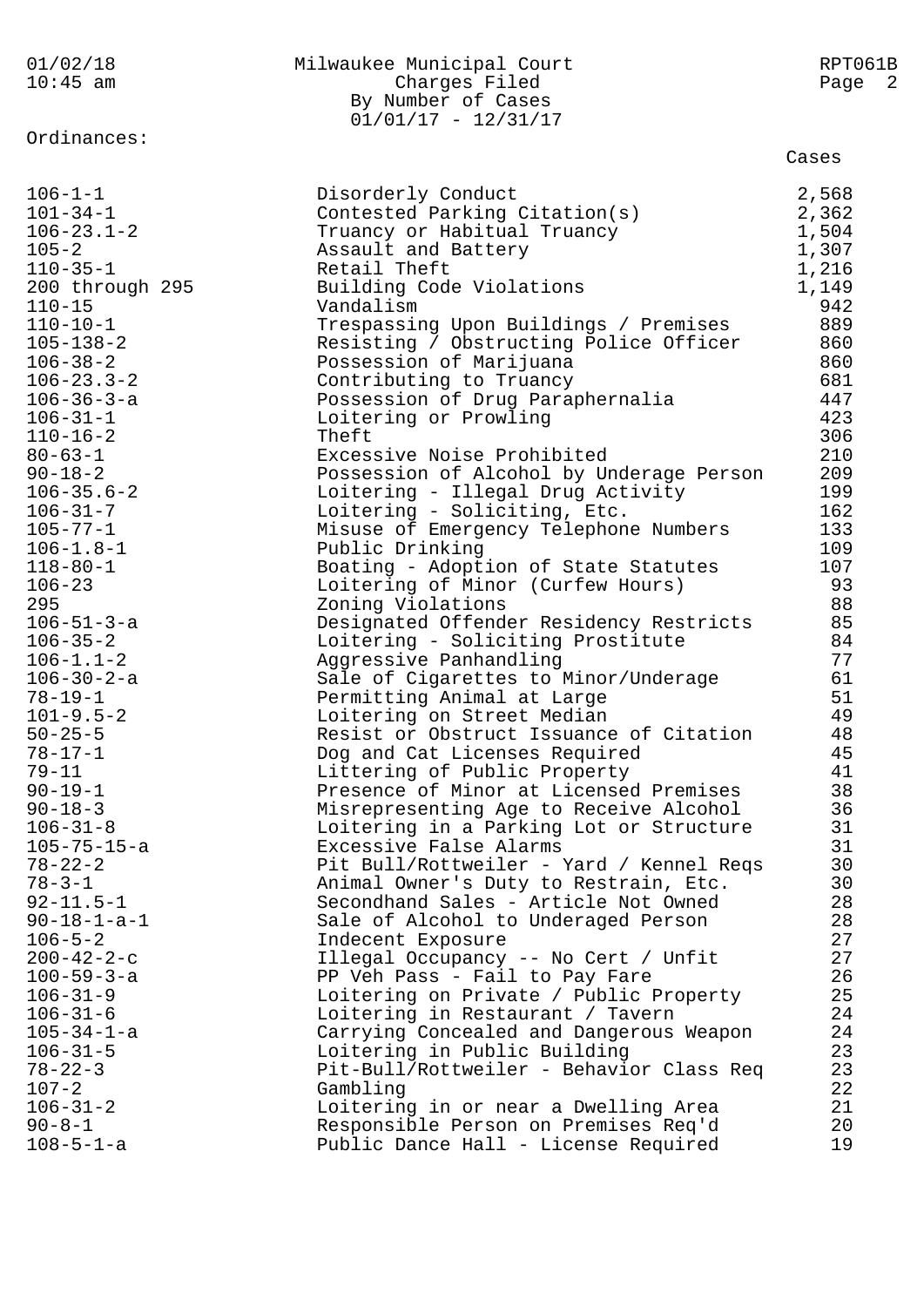Milwaukee Municipal Court
Charges Filed
By Number of Cases
01/01/17 - 12/31/17

Ordinances:

| Ordinance | Description | Cases |
|---|---|---|
| 106-1-1 | Disorderly Conduct | 2,568 |
| 101-34-1 | Contested Parking Citation(s) | 2,362 |
| 106-23.1-2 | Truancy or Habitual Truancy | 1,504 |
| 105-2 | Assault and Battery | 1,307 |
| 110-35-1 | Retail Theft | 1,216 |
| 200 through 295 | Building Code Violations | 1,149 |
| 110-15 | Vandalism | 942 |
| 110-10-1 | Trespassing Upon Buildings / Premises | 889 |
| 105-138-2 | Resisting / Obstructing Police Officer | 860 |
| 106-38-2 | Possession of Marijuana | 860 |
| 106-23.3-2 | Contributing to Truancy | 681 |
| 106-36-3-a | Possession of Drug Paraphernalia | 447 |
| 106-31-1 | Loitering or Prowling | 423 |
| 110-16-2 | Theft | 306 |
| 80-63-1 | Excessive Noise Prohibited | 210 |
| 90-18-2 | Possession of Alcohol by Underage Person | 209 |
| 106-35.6-2 | Loitering - Illegal Drug Activity | 199 |
| 106-31-7 | Loitering - Soliciting, Etc. | 162 |
| 105-77-1 | Misuse of Emergency Telephone Numbers | 133 |
| 106-1.8-1 | Public Drinking | 109 |
| 118-80-1 | Boating - Adoption of State Statutes | 107 |
| 106-23 | Loitering of Minor (Curfew Hours) | 93 |
| 295 | Zoning Violations | 88 |
| 106-51-3-a | Designated Offender Residency Restricts | 85 |
| 106-35-2 | Loitering - Soliciting Prostitute | 84 |
| 106-1.1-2 | Aggressive Panhandling | 77 |
| 106-30-2-a | Sale of Cigarettes to Minor/Underage | 61 |
| 78-19-1 | Permitting Animal at Large | 51 |
| 101-9.5-2 | Loitering on Street Median | 49 |
| 50-25-5 | Resist or Obstruct Issuance of Citation | 48 |
| 78-17-1 | Dog and Cat Licenses Required | 45 |
| 79-11 | Littering of Public Property | 41 |
| 90-19-1 | Presence of Minor at Licensed Premises | 38 |
| 90-18-3 | Misrepresenting Age to Receive Alcohol | 36 |
| 106-31-8 | Loitering in a Parking Lot or Structure | 31 |
| 105-75-15-a | Excessive False Alarms | 31 |
| 78-22-2 | Pit Bull/Rottweiler - Yard / Kennel Reqs | 30 |
| 78-3-1 | Animal Owner's Duty to Restrain, Etc. | 30 |
| 92-11.5-1 | Secondhand Sales - Article Not Owned | 28 |
| 90-18-1-a-1 | Sale of Alcohol to Underaged Person | 28 |
| 106-5-2 | Indecent Exposure | 27 |
| 200-42-2-c | Illegal Occupancy -- No Cert / Unfit | 27 |
| 100-59-3-a | PP Veh Pass - Fail to Pay Fare | 26 |
| 106-31-9 | Loitering on Private / Public Property | 25 |
| 106-31-6 | Loitering in Restaurant / Tavern | 24 |
| 105-34-1-a | Carrying Concealed and Dangerous Weapon | 24 |
| 106-31-5 | Loitering in Public Building | 23 |
| 78-22-3 | Pit-Bull/Rottweiler - Behavior Class Req | 23 |
| 107-2 | Gambling | 22 |
| 106-31-2 | Loitering in or near a Dwelling Area | 21 |
| 90-8-1 | Responsible Person on Premises Req'd | 20 |
| 108-5-1-a | Public Dance Hall - License Required | 19 |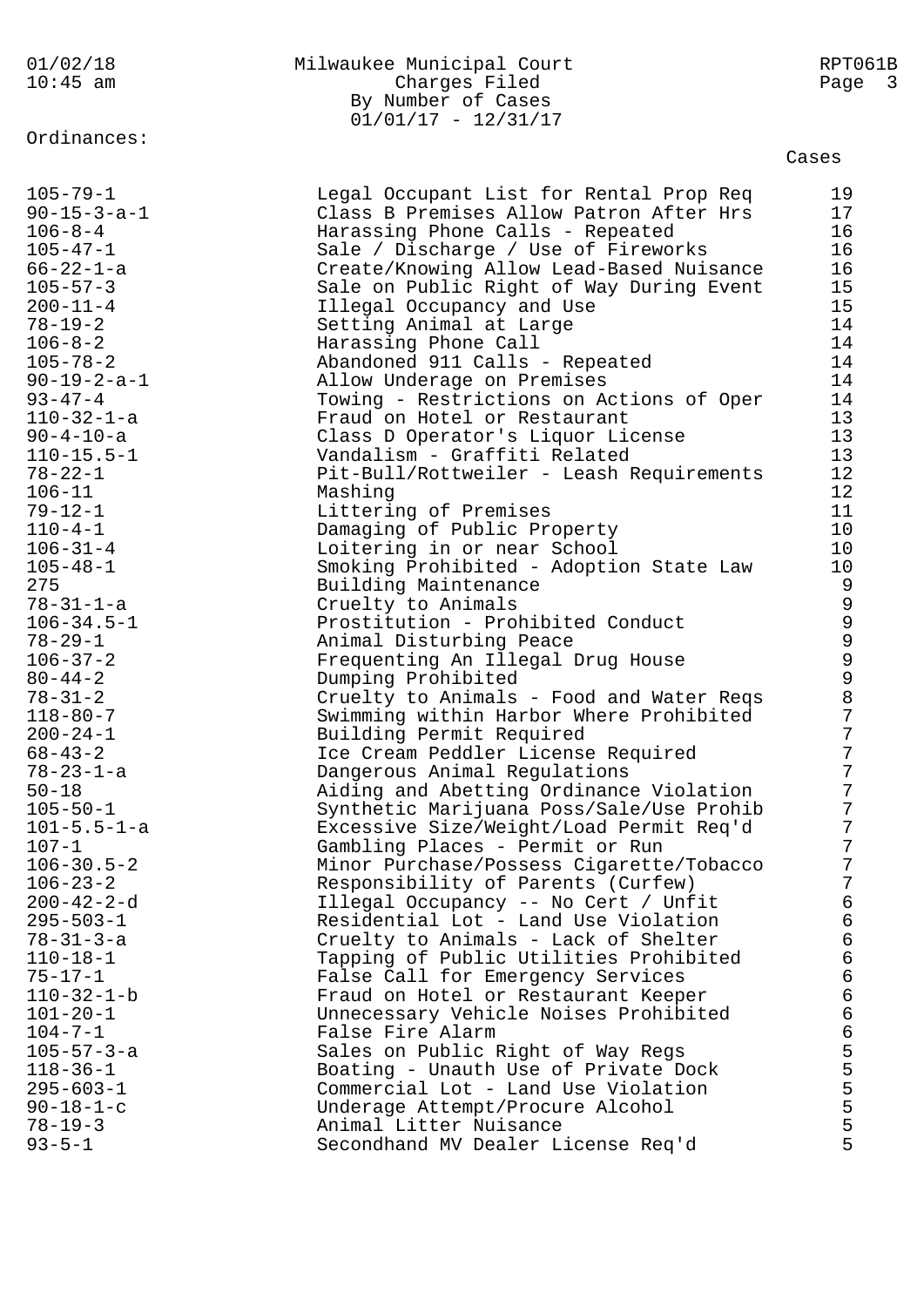Ordinances:

| Ordinance | Description | Cases |
|---|---|---|
| 105-79-1 | Legal Occupant List for Rental Prop Req | 19 |
| 90-15-3-a-1 | Class B Premises Allow Patron After Hrs | 17 |
| 106-8-4 | Harassing Phone Calls - Repeated | 16 |
| 105-47-1 | Sale / Discharge / Use of Fireworks | 16 |
| 66-22-1-a | Create/Knowing Allow Lead-Based Nuisance | 16 |
| 105-57-3 | Sale on Public Right of Way During Event | 15 |
| 200-11-4 | Illegal Occupancy and Use | 15 |
| 78-19-2 | Setting Animal at Large | 14 |
| 106-8-2 | Harassing Phone Call | 14 |
| 105-78-2 | Abandoned 911 Calls - Repeated | 14 |
| 90-19-2-a-1 | Allow Underage on Premises | 14 |
| 93-47-4 | Towing - Restrictions on Actions of Oper | 14 |
| 110-32-1-a | Fraud on Hotel or Restaurant | 13 |
| 90-4-10-a | Class D Operator's Liquor License | 13 |
| 110-15.5-1 | Vandalism - Graffiti Related | 13 |
| 78-22-1 | Pit-Bull/Rottweiler - Leash Requirements | 12 |
| 106-11 | Mashing | 12 |
| 79-12-1 | Littering of Premises | 11 |
| 110-4-1 | Damaging of Public Property | 10 |
| 106-31-4 | Loitering in or near School | 10 |
| 105-48-1 | Smoking Prohibited - Adoption State Law | 10 |
| 275 | Building Maintenance | 9 |
| 78-31-1-a | Cruelty to Animals | 9 |
| 106-34.5-1 | Prostitution - Prohibited Conduct | 9 |
| 78-29-1 | Animal Disturbing Peace | 9 |
| 106-37-2 | Frequenting An Illegal Drug House | 9 |
| 80-44-2 | Dumping Prohibited | 9 |
| 78-31-2 | Cruelty to Animals - Food and Water Reqs | 8 |
| 118-80-7 | Swimming within Harbor Where Prohibited | 7 |
| 200-24-1 | Building Permit Required | 7 |
| 68-43-2 | Ice Cream Peddler License Required | 7 |
| 78-23-1-a | Dangerous Animal Regulations | 7 |
| 50-18 | Aiding and Abetting Ordinance Violation | 7 |
| 105-50-1 | Synthetic Marijuana Poss/Sale/Use Prohib | 7 |
| 101-5.5-1-a | Excessive Size/Weight/Load Permit Req'd | 7 |
| 107-1 | Gambling Places - Permit or Run | 7 |
| 106-30.5-2 | Minor Purchase/Possess Cigarette/Tobacco | 7 |
| 106-23-2 | Responsibility of Parents (Curfew) | 7 |
| 200-42-2-d | Illegal Occupancy -- No Cert / Unfit | 6 |
| 295-503-1 | Residential Lot - Land Use Violation | 6 |
| 78-31-3-a | Cruelty to Animals - Lack of Shelter | 6 |
| 110-18-1 | Tapping of Public Utilities Prohibited | 6 |
| 75-17-1 | False Call for Emergency Services | 6 |
| 110-32-1-b | Fraud on Hotel or Restaurant Keeper | 6 |
| 101-20-1 | Unnecessary Vehicle Noises Prohibited | 6 |
| 104-7-1 | False Fire Alarm | 6 |
| 105-57-3-a | Sales on Public Right of Way Regs | 5 |
| 118-36-1 | Boating - Unauth Use of Private Dock | 5 |
| 295-603-1 | Commercial Lot - Land Use Violation | 5 |
| 90-18-1-c | Underage Attempt/Procure Alcohol | 5 |
| 78-19-3 | Animal Litter Nuisance | 5 |
| 93-5-1 | Secondhand MV Dealer License Req'd | 5 |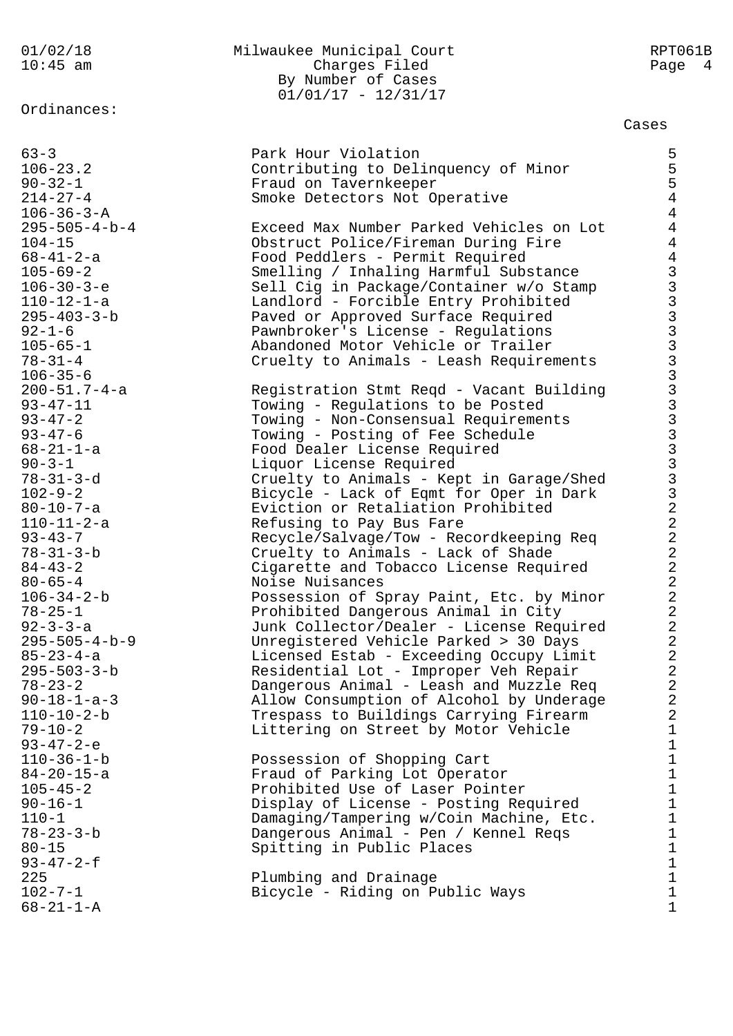Milwaukee Municipal Court
Charges Filed
By Number of Cases
01/01/17 - 12/31/17

Ordinances:

| Ordinance | Description | Cases |
|---|---|---|
| 63-3 | Park Hour Violation | 5 |
| 106-23.2 | Contributing to Delinquency of Minor | 5 |
| 90-32-1 | Fraud on Tavernkeeper | 5 |
| 214-27-4 | Smoke Detectors Not Operative | 4 |
| 106-36-3-A | | 4 |
| 295-505-4-b-4 | Exceed Max Number Parked Vehicles on Lot | 4 |
| 104-15 | Obstruct Police/Fireman During Fire | 4 |
| 68-41-2-a | Food Peddlers - Permit Required | 4 |
| 105-69-2 | Smelling / Inhaling Harmful Substance | 3 |
| 106-30-3-e | Sell Cig in Package/Container w/o Stamp | 3 |
| 110-12-1-a | Landlord - Forcible Entry Prohibited | 3 |
| 295-403-3-b | Paved or Approved Surface Required | 3 |
| 92-1-6 | Pawnbroker's License - Regulations | 3 |
| 105-65-1 | Abandoned Motor Vehicle or Trailer | 3 |
| 78-31-4 | Cruelty to Animals - Leash Requirements | 3 |
| 106-35-6 | | 3 |
| 200-51.7-4-a | Registration Stmt Reqd - Vacant Building | 3 |
| 93-47-11 | Towing - Regulations to be Posted | 3 |
| 93-47-2 | Towing - Non-Consensual Requirements | 3 |
| 93-47-6 | Towing - Posting of Fee Schedule | 3 |
| 68-21-1-a | Food Dealer License Required | 3 |
| 90-3-1 | Liquor License Required | 3 |
| 78-31-3-d | Cruelty to Animals - Kept in Garage/Shed | 3 |
| 102-9-2 | Bicycle - Lack of Eqmt for Oper in Dark | 3 |
| 80-10-7-a | Eviction or Retaliation Prohibited | 2 |
| 110-11-2-a | Refusing to Pay Bus Fare | 2 |
| 93-43-7 | Recycle/Salvage/Tow - Recordkeeping Req | 2 |
| 78-31-3-b | Cruelty to Animals - Lack of Shade | 2 |
| 84-43-2 | Cigarette and Tobacco License Required | 2 |
| 80-65-4 | Noise Nuisances | 2 |
| 106-34-2-b | Possession of Spray Paint, Etc. by Minor | 2 |
| 78-25-1 | Prohibited Dangerous Animal in City | 2 |
| 92-3-3-a | Junk Collector/Dealer - License Required | 2 |
| 295-505-4-b-9 | Unregistered Vehicle Parked > 30 Days | 2 |
| 85-23-4-a | Licensed Estab - Exceeding Occupy Limit | 2 |
| 295-503-3-b | Residential Lot - Improper Veh Repair | 2 |
| 78-23-2 | Dangerous Animal - Leash and Muzzle Req | 2 |
| 90-18-1-a-3 | Allow Consumption of Alcohol by Underage | 2 |
| 110-10-2-b | Trespass to Buildings Carrying Firearm | 2 |
| 79-10-2 | Littering on Street by Motor Vehicle | 1 |
| 93-47-2-e | | 1 |
| 110-36-1-b | Possession of Shopping Cart | 1 |
| 84-20-15-a | Fraud of Parking Lot Operator | 1 |
| 105-45-2 | Prohibited Use of Laser Pointer | 1 |
| 90-16-1 | Display of License - Posting Required | 1 |
| 110-1 | Damaging/Tampering w/Coin Machine, Etc. | 1 |
| 78-23-3-b | Dangerous Animal - Pen / Kennel Reqs | 1 |
| 80-15 | Spitting in Public Places | 1 |
| 93-47-2-f | | 1 |
| 225 | Plumbing and Drainage | 1 |
| 102-7-1 | Bicycle - Riding on Public Ways | 1 |
| 68-21-1-A | | 1 |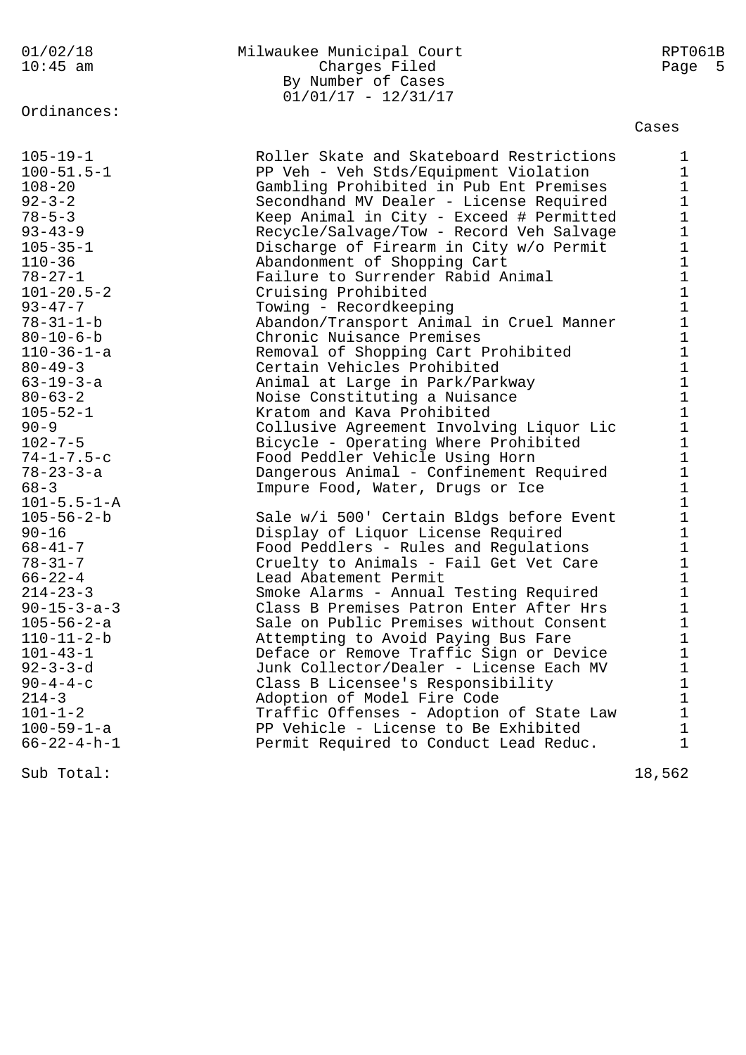Milwaukee Municipal Court
Charges Filed
By Number of Cases
01/01/17 - 12/31/17

Ordinances:

| Ordinance | Description | Cases |
|---|---|---|
| 105-19-1 | Roller Skate and Skateboard Restrictions | 1 |
| 100-51.5-1 | PP Veh - Veh Stds/Equipment Violation | 1 |
| 108-20 | Gambling Prohibited in Pub Ent Premises | 1 |
| 92-3-2 | Secondhand MV Dealer - License Required | 1 |
| 78-5-3 | Keep Animal in City - Exceed # Permitted | 1 |
| 93-43-9 | Recycle/Salvage/Tow - Record Veh Salvage | 1 |
| 105-35-1 | Discharge of Firearm in City w/o Permit | 1 |
| 110-36 | Abandonment of Shopping Cart | 1 |
| 78-27-1 | Failure to Surrender Rabid Animal | 1 |
| 101-20.5-2 | Cruising Prohibited | 1 |
| 93-47-7 | Towing - Recordkeeping | 1 |
| 78-31-1-b | Abandon/Transport Animal in Cruel Manner | 1 |
| 80-10-6-b | Chronic Nuisance Premises | 1 |
| 110-36-1-a | Removal of Shopping Cart Prohibited | 1 |
| 80-49-3 | Certain Vehicles Prohibited | 1 |
| 63-19-3-a | Animal at Large in Park/Parkway | 1 |
| 80-63-2 | Noise Constituting a Nuisance | 1 |
| 105-52-1 | Kratom and Kava Prohibited | 1 |
| 90-9 | Collusive Agreement Involving Liquor Lic | 1 |
| 102-7-5 | Bicycle - Operating Where Prohibited | 1 |
| 74-1-7.5-c | Food Peddler Vehicle Using Horn | 1 |
| 78-23-3-a | Dangerous Animal - Confinement Required | 1 |
| 68-3 | Impure Food, Water, Drugs or Ice | 1 |
| 101-5.5-1-A | | 1 |
| 105-56-2-b | Sale w/i 500' Certain Bldgs before Event | 1 |
| 90-16 | Display of Liquor License Required | 1 |
| 68-41-7 | Food Peddlers - Rules and Regulations | 1 |
| 78-31-7 | Cruelty to Animals - Fail Get Vet Care | 1 |
| 66-22-4 | Lead Abatement Permit | 1 |
| 214-23-3 | Smoke Alarms - Annual Testing Required | 1 |
| 90-15-3-a-3 | Class B Premises Patron Enter After Hrs | 1 |
| 105-56-2-a | Sale on Public Premises without Consent | 1 |
| 110-11-2-b | Attempting to Avoid Paying Bus Fare | 1 |
| 101-43-1 | Deface or Remove Traffic Sign or Device | 1 |
| 92-3-3-d | Junk Collector/Dealer - License Each MV | 1 |
| 90-4-4-c | Class B Licensee's Responsibility | 1 |
| 214-3 | Adoption of Model Fire Code | 1 |
| 101-1-2 | Traffic Offenses - Adoption of State Law | 1 |
| 100-59-1-a | PP Vehicle - License to Be Exhibited | 1 |
| 66-22-4-h-1 | Permit Required to Conduct Lead Reduc. | 1 |
| Sub Total: | | 18,562 |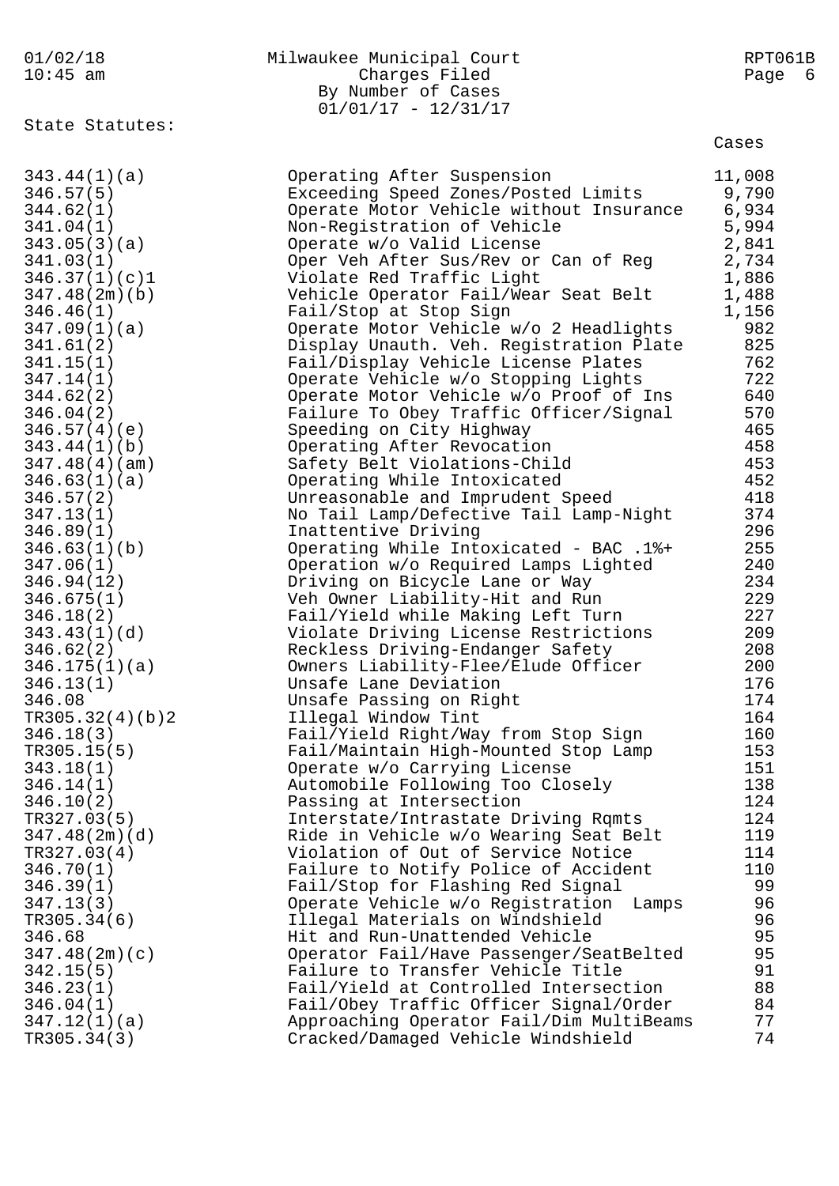01/02/18 10:45 am

Milwaukee Municipal Court
Charges Filed
By Number of Cases
01/01/17 - 12/31/17

RPT061B

State Statutes:

| Statute | Description | Cases |
|---|---|---|
| 343.44(1)(a) | Operating After Suspension | 11,008 |
| 346.57(5) | Exceeding Speed Zones/Posted Limits | 9,790 |
| 344.62(1) | Operate Motor Vehicle without Insurance | 6,934 |
| 341.04(1) | Non-Registration of Vehicle | 5,994 |
| 343.05(3)(a) | Operate w/o Valid License | 2,841 |
| 341.03(1) | Oper Veh After Sus/Rev or Can of Reg | 2,734 |
| 346.37(1)(c)1 | Violate Red Traffic Light | 1,886 |
| 347.48(2m)(b) | Vehicle Operator Fail/Wear Seat Belt | 1,488 |
| 346.46(1) | Fail/Stop at Stop Sign | 1,156 |
| 347.09(1)(a) | Operate Motor Vehicle w/o 2 Headlights | 982 |
| 341.61(2) | Display Unauth. Veh. Registration Plate | 825 |
| 341.15(1) | Fail/Display Vehicle License Plates | 762 |
| 347.14(1) | Operate Vehicle w/o Stopping Lights | 722 |
| 344.62(2) | Operate Motor Vehicle w/o Proof of Ins | 640 |
| 346.04(2) | Failure To Obey Traffic Officer/Signal | 570 |
| 346.57(4)(e) | Speeding on City Highway | 465 |
| 343.44(1)(b) | Operating After Revocation | 458 |
| 347.48(4)(am) | Safety Belt Violations-Child | 453 |
| 346.63(1)(a) | Operating While Intoxicated | 452 |
| 346.57(2) | Unreasonable and Imprudent Speed | 418 |
| 347.13(1) | No Tail Lamp/Defective Tail Lamp-Night | 374 |
| 346.89(1) | Inattentive Driving | 296 |
| 346.63(1)(b) | Operating While Intoxicated - BAC .1%+ | 255 |
| 347.06(1) | Operation w/o Required Lamps Lighted | 240 |
| 346.94(12) | Driving on Bicycle Lane or Way | 234 |
| 346.675(1) | Veh Owner Liability-Hit and Run | 229 |
| 346.18(2) | Fail/Yield while Making Left Turn | 227 |
| 343.43(1)(d) | Violate Driving License Restrictions | 209 |
| 346.62(2) | Reckless Driving-Endanger Safety | 208 |
| 346.175(1)(a) | Owners Liability-Flee/Elude Officer | 200 |
| 346.13(1) | Unsafe Lane Deviation | 176 |
| 346.08 | Unsafe Passing on Right | 174 |
| TR305.32(4)(b)2 | Illegal Window Tint | 164 |
| 346.18(3) | Fail/Yield Right/Way from Stop Sign | 160 |
| TR305.15(5) | Fail/Maintain High-Mounted Stop Lamp | 153 |
| 343.18(1) | Operate w/o Carrying License | 151 |
| 346.14(1) | Automobile Following Too Closely | 138 |
| 346.10(2) | Passing at Intersection | 124 |
| TR327.03(5) | Interstate/Intrastate Driving Rqmts | 124 |
| 347.48(2m)(d) | Ride in Vehicle w/o Wearing Seat Belt | 119 |
| TR327.03(4) | Violation of Out of Service Notice | 114 |
| 346.70(1) | Failure to Notify Police of Accident | 110 |
| 346.39(1) | Fail/Stop for Flashing Red Signal | 99 |
| 347.13(3) | Operate Vehicle w/o Registration Lamps | 96 |
| TR305.34(6) | Illegal Materials on Windshield | 96 |
| 346.68 | Hit and Run-Unattended Vehicle | 95 |
| 347.48(2m)(c) | Operator Fail/Have Passenger/SeatBelted | 95 |
| 342.15(5) | Failure to Transfer Vehicle Title | 91 |
| 346.23(1) | Fail/Yield at Controlled Intersection | 88 |
| 346.04(1) | Fail/Obey Traffic Officer Signal/Order | 84 |
| 347.12(1)(a) | Approaching Operator Fail/Dim MultiBeams | 77 |
| TR305.34(3) | Cracked/Damaged Vehicle Windshield | 74 |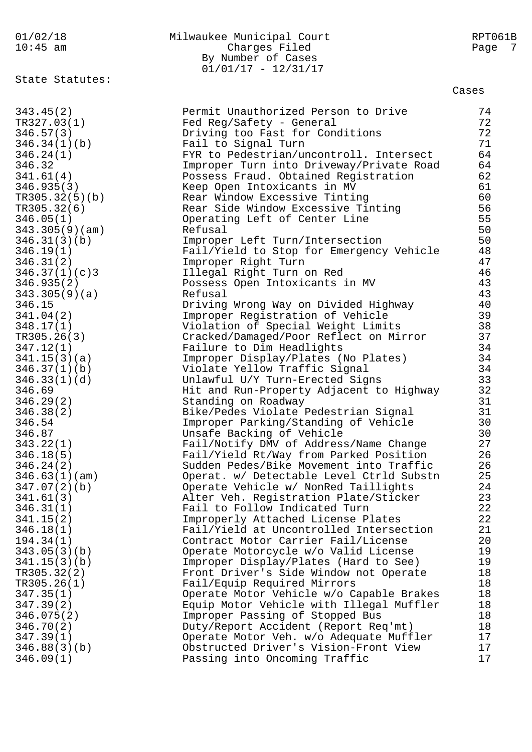Milwaukee Municipal Court
Charges Filed
By Number of Cases
01/01/17 - 12/31/17

State Statutes:

| Statute | Description | Cases |
|---|---|---|
| 343.45(2) | Permit Unauthorized Person to Drive | 74 |
| TR327.03(1) | Fed Reg/Safety - General | 72 |
| 346.57(3) | Driving too Fast for Conditions | 72 |
| 346.34(1)(b) | Fail to Signal Turn | 71 |
| 346.24(1) | FYR to Pedestrian/uncontroll. Intersect | 64 |
| 346.32 | Improper Turn into Driveway/Private Road | 64 |
| 341.61(4) | Possess Fraud. Obtained Registration | 62 |
| 346.935(3) | Keep Open Intoxicants in MV | 61 |
| TR305.32(5)(b) | Rear Window Excessive Tinting | 60 |
| TR305.32(6) | Rear Side Window Excessive Tinting | 56 |
| 346.05(1) | Operating Left of Center Line | 55 |
| 343.305(9)(am) | Refusal | 50 |
| 346.31(3)(b) | Improper Left Turn/Intersection | 50 |
| 346.19(1) | Fail/Yield to Stop for Emergency Vehicle | 48 |
| 346.31(2) | Improper Right Turn | 47 |
| 346.37(1)(c)3 | Illegal Right Turn on Red | 46 |
| 346.935(2) | Possess Open Intoxicants in MV | 43 |
| 343.305(9)(a) | Refusal | 43 |
| 346.15 | Driving Wrong Way on Divided Highway | 40 |
| 341.04(2) | Improper Registration of Vehicle | 39 |
| 348.17(1) | Violation of Special Weight Limits | 38 |
| TR305.26(3) | Cracked/Damaged/Poor Reflect on Mirror | 37 |
| 347.12(1) | Failure to Dim Headlights | 34 |
| 341.15(3)(a) | Improper Display/Plates (No Plates) | 34 |
| 346.37(1)(b) | Violate Yellow Traffic Signal | 34 |
| 346.33(1)(d) | Unlawful U/Y Turn-Erected Signs | 33 |
| 346.69 | Hit and Run-Property Adjacent to Highway | 32 |
| 346.29(2) | Standing on Roadway | 31 |
| 346.38(2) | Bike/Pedes Violate Pedestrian Signal | 31 |
| 346.54 | Improper Parking/Standing of Vehicle | 30 |
| 346.87 | Unsafe Backing of Vehicle | 30 |
| 343.22(1) | Fail/Notify DMV of Address/Name Change | 27 |
| 346.18(5) | Fail/Yield Rt/Way from Parked Position | 26 |
| 346.24(2) | Sudden Pedes/Bike Movement into Traffic | 26 |
| 346.63(1)(am) | Operat. w/ Detectable Level Ctrld Substn | 25 |
| 347.07(2)(b) | Operate Vehicle w/ NonRed Taillights | 24 |
| 341.61(3) | Alter Veh. Registration Plate/Sticker | 23 |
| 346.31(1) | Fail to Follow Indicated Turn | 22 |
| 341.15(2) | Improperly Attached License Plates | 22 |
| 346.18(1) | Fail/Yield at Uncontrolled Intersection | 21 |
| 194.34(1) | Contract Motor Carrier Fail/License | 20 |
| 343.05(3)(b) | Operate Motorcycle w/o Valid License | 19 |
| 341.15(3)(b) | Improper Display/Plates (Hard to See) | 19 |
| TR305.32(2) | Front Driver's Side Window not Operate | 18 |
| TR305.26(1) | Fail/Equip Required Mirrors | 18 |
| 347.35(1) | Operate Motor Vehicle w/o Capable Brakes | 18 |
| 347.39(2) | Equip Motor Vehicle with Illegal Muffler | 18 |
| 346.075(2) | Improper Passing of Stopped Bus | 18 |
| 346.70(2) | Duty/Report Accident (Report Req'mt) | 18 |
| 347.39(1) | Operate Motor Veh. w/o Adequate Muffler | 17 |
| 346.88(3)(b) | Obstructed Driver's Vision-Front View | 17 |
| 346.09(1) | Passing into Oncoming Traffic | 17 |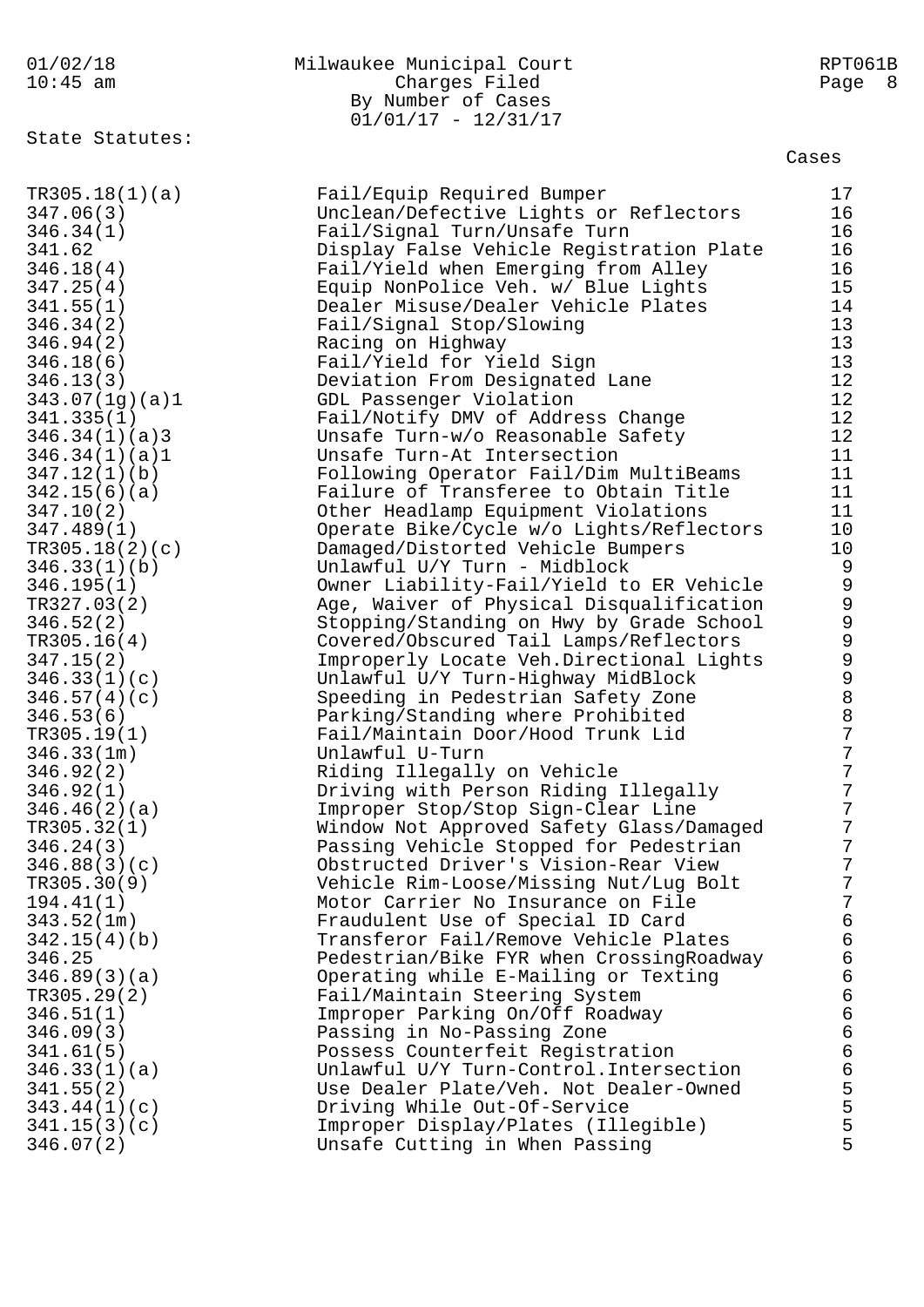Milwaukee Municipal Court
Charges Filed
By Number of Cases
01/01/17 - 12/31/17

State Statutes:

| Statute | Description | Cases |
|---|---|---|
| TR305.18(1)(a) | Fail/Equip Required Bumper | 17 |
| 347.06(3) | Unclean/Defective Lights or Reflectors | 16 |
| 346.34(1) | Fail/Signal Turn/Unsafe Turn | 16 |
| 341.62 | Display False Vehicle Registration Plate | 16 |
| 346.18(4) | Fail/Yield when Emerging from Alley | 16 |
| 347.25(4) | Equip NonPolice Veh. w/ Blue Lights | 15 |
| 341.55(1) | Dealer Misuse/Dealer Vehicle Plates | 14 |
| 346.34(2) | Fail/Signal Stop/Slowing | 13 |
| 346.94(2) | Racing on Highway | 13 |
| 346.18(6) | Fail/Yield for Yield Sign | 13 |
| 346.13(3) | Deviation From Designated Lane | 12 |
| 343.07(1g)(a)1 | GDL Passenger Violation | 12 |
| 341.335(1) | Fail/Notify DMV of Address Change | 12 |
| 346.34(1)(a)3 | Unsafe Turn-w/o Reasonable Safety | 12 |
| 346.34(1)(a)1 | Unsafe Turn-At Intersection | 11 |
| 347.12(1)(b) | Following Operator Fail/Dim MultiBeams | 11 |
| 342.15(6)(a) | Failure of Transferee to Obtain Title | 11 |
| 347.10(2) | Other Headlamp Equipment Violations | 11 |
| 347.489(1) | Operate Bike/Cycle w/o Lights/Reflectors | 10 |
| TR305.18(2)(c) | Damaged/Distorted Vehicle Bumpers | 10 |
| 346.33(1)(b) | Unlawful U/Y Turn - Midblock | 9 |
| 346.195(1) | Owner Liability-Fail/Yield to ER Vehicle | 9 |
| TR327.03(2) | Age, Waiver of Physical Disqualification | 9 |
| 346.52(2) | Stopping/Standing on Hwy by Grade School | 9 |
| TR305.16(4) | Covered/Obscured Tail Lamps/Reflectors | 9 |
| 347.15(2) | Improperly Locate Veh.Directional Lights | 9 |
| 346.33(1)(c) | Unlawful U/Y Turn-Highway MidBlock | 9 |
| 346.57(4)(c) | Speeding in Pedestrian Safety Zone | 8 |
| 346.53(6) | Parking/Standing where Prohibited | 8 |
| TR305.19(1) | Fail/Maintain Door/Hood Trunk Lid | 7 |
| 346.33(1m) | Unlawful U-Turn | 7 |
| 346.92(2) | Riding Illegally on Vehicle | 7 |
| 346.92(1) | Driving with Person Riding Illegally | 7 |
| 346.46(2)(a) | Improper Stop/Stop Sign-Clear Line | 7 |
| TR305.32(1) | Window Not Approved Safety Glass/Damaged | 7 |
| 346.24(3) | Passing Vehicle Stopped for Pedestrian | 7 |
| 346.88(3)(c) | Obstructed Driver's Vision-Rear View | 7 |
| TR305.30(9) | Vehicle Rim-Loose/Missing Nut/Lug Bolt | 7 |
| 194.41(1) | Motor Carrier No Insurance on File | 7 |
| 343.52(1m) | Fraudulent Use of Special ID Card | 6 |
| 342.15(4)(b) | Transferor Fail/Remove Vehicle Plates | 6 |
| 346.25 | Pedestrian/Bike FYR when CrossingRoadway | 6 |
| 346.89(3)(a) | Operating while E-Mailing or Texting | 6 |
| TR305.29(2) | Fail/Maintain Steering System | 6 |
| 346.51(1) | Improper Parking On/Off Roadway | 6 |
| 346.09(3) | Passing in No-Passing Zone | 6 |
| 341.61(5) | Possess Counterfeit Registration | 6 |
| 346.33(1)(a) | Unlawful U/Y Turn-Control.Intersection | 6 |
| 341.55(2) | Use Dealer Plate/Veh. Not Dealer-Owned | 5 |
| 343.44(1)(c) | Driving While Out-Of-Service | 5 |
| 341.15(3)(c) | Improper Display/Plates (Illegible) | 5 |
| 346.07(2) | Unsafe Cutting in When Passing | 5 |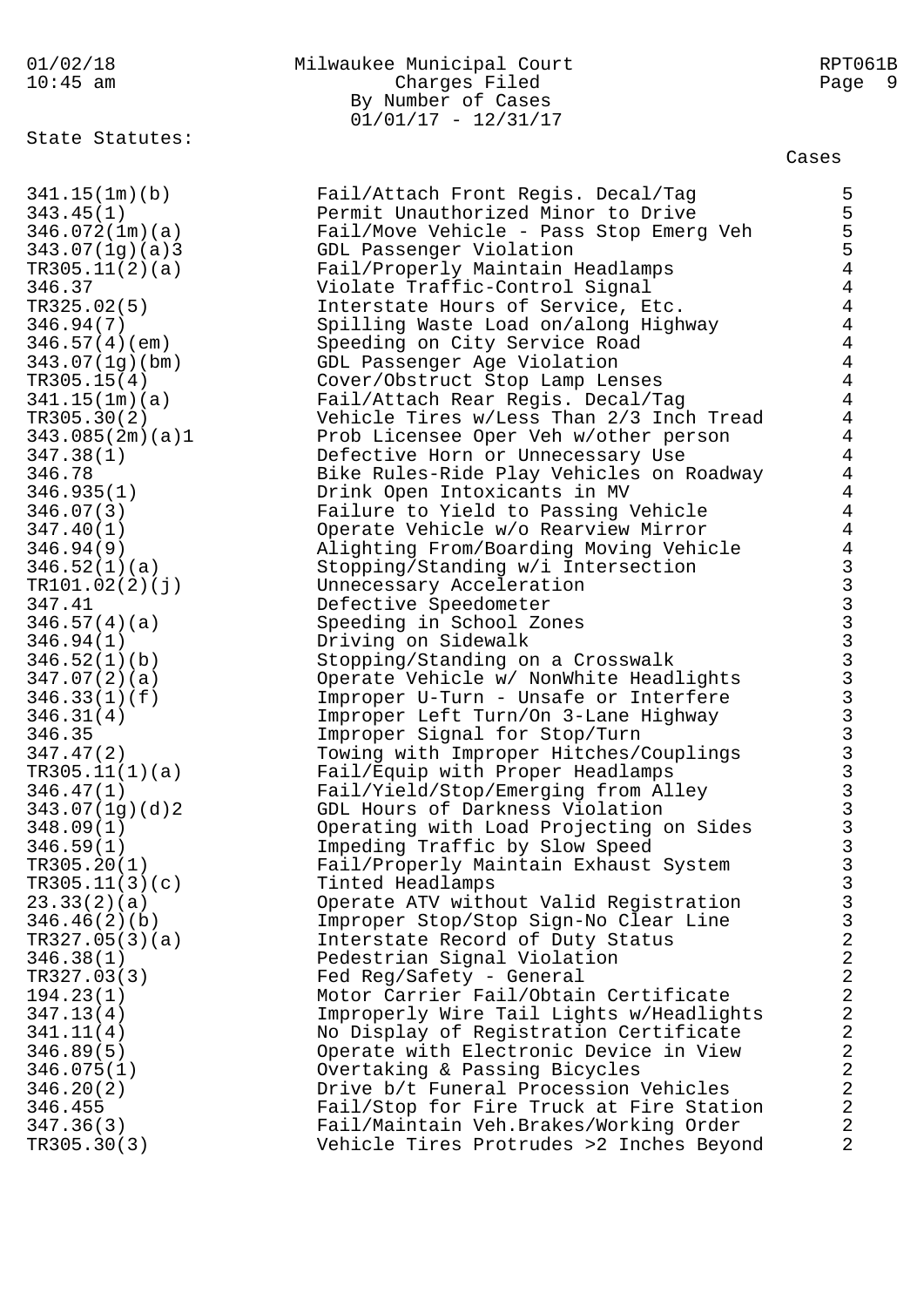Milwaukee Municipal Court
Charges Filed
By Number of Cases
01/01/17 - 12/31/17

State Statutes:

| Statute | Description | Cases |
|---|---|---|
| 341.15(1m)(b) | Fail/Attach Front Regis. Decal/Tag | 5 |
| 343.45(1) | Permit Unauthorized Minor to Drive | 5 |
| 346.072(1m)(a) | Fail/Move Vehicle - Pass Stop Emerg Veh | 5 |
| 343.07(1g)(a)3 | GDL Passenger Violation | 5 |
| TR305.11(2)(a) | Fail/Properly Maintain Headlamps | 4 |
| 346.37 | Violate Traffic-Control Signal | 4 |
| TR325.02(5) | Interstate Hours of Service, Etc. | 4 |
| 346.94(7) | Spilling Waste Load on/along Highway | 4 |
| 346.57(4)(em) | Speeding on City Service Road | 4 |
| 343.07(1g)(bm) | GDL Passenger Age Violation | 4 |
| TR305.15(4) | Cover/Obstruct Stop Lamp Lenses | 4 |
| 341.15(1m)(a) | Fail/Attach Rear Regis. Decal/Tag | 4 |
| TR305.30(2) | Vehicle Tires w/Less Than 2/3 Inch Tread | 4 |
| 343.085(2m)(a)1 | Prob Licensee Oper Veh w/other person | 4 |
| 347.38(1) | Defective Horn or Unnecessary Use | 4 |
| 346.78 | Bike Rules-Ride Play Vehicles on Roadway | 4 |
| 346.935(1) | Drink Open Intoxicants in MV | 4 |
| 346.07(3) | Failure to Yield to Passing Vehicle | 4 |
| 347.40(1) | Operate Vehicle w/o Rearview Mirror | 4 |
| 346.94(9) | Alighting From/Boarding Moving Vehicle | 4 |
| 346.52(1)(a) | Stopping/Standing w/i Intersection | 3 |
| TR101.02(2)(j) | Unnecessary Acceleration | 3 |
| 347.41 | Defective Speedometer | 3 |
| 346.57(4)(a) | Speeding in School Zones | 3 |
| 346.94(1) | Driving on Sidewalk | 3 |
| 346.52(1)(b) | Stopping/Standing on a Crosswalk | 3 |
| 347.07(2)(a) | Operate Vehicle w/ NonWhite Headlights | 3 |
| 346.33(1)(f) | Improper U-Turn - Unsafe or Interfere | 3 |
| 346.31(4) | Improper Left Turn/On 3-Lane Highway | 3 |
| 346.35 | Improper Signal for Stop/Turn | 3 |
| 347.47(2) | Towing with Improper Hitches/Couplings | 3 |
| TR305.11(1)(a) | Fail/Equip with Proper Headlamps | 3 |
| 346.47(1) | Fail/Yield/Stop/Emerging from Alley | 3 |
| 343.07(1g)(d)2 | GDL Hours of Darkness Violation | 3 |
| 348.09(1) | Operating with Load Projecting on Sides | 3 |
| 346.59(1) | Impeding Traffic by Slow Speed | 3 |
| TR305.20(1) | Fail/Properly Maintain Exhaust System | 3 |
| TR305.11(3)(c) | Tinted Headlamps | 3 |
| 23.33(2)(a) | Operate ATV without Valid Registration | 3 |
| 346.46(2)(b) | Improper Stop/Stop Sign-No Clear Line | 3 |
| TR327.05(3)(a) | Interstate Record of Duty Status | 2 |
| 346.38(1) | Pedestrian Signal Violation | 2 |
| TR327.03(3) | Fed Reg/Safety - General | 2 |
| 194.23(1) | Motor Carrier Fail/Obtain Certificate | 2 |
| 347.13(4) | Improperly Wire Tail Lights w/Headlights | 2 |
| 341.11(4) | No Display of Registration Certificate | 2 |
| 346.89(5) | Operate with Electronic Device in View | 2 |
| 346.075(1) | Overtaking & Passing Bicycles | 2 |
| 346.20(2) | Drive b/t Funeral Procession Vehicles | 2 |
| 346.455 | Fail/Stop for Fire Truck at Fire Station | 2 |
| 347.36(3) | Fail/Maintain Veh.Brakes/Working Order | 2 |
| TR305.30(3) | Vehicle Tires Protrudes >2 Inches Beyond | 2 |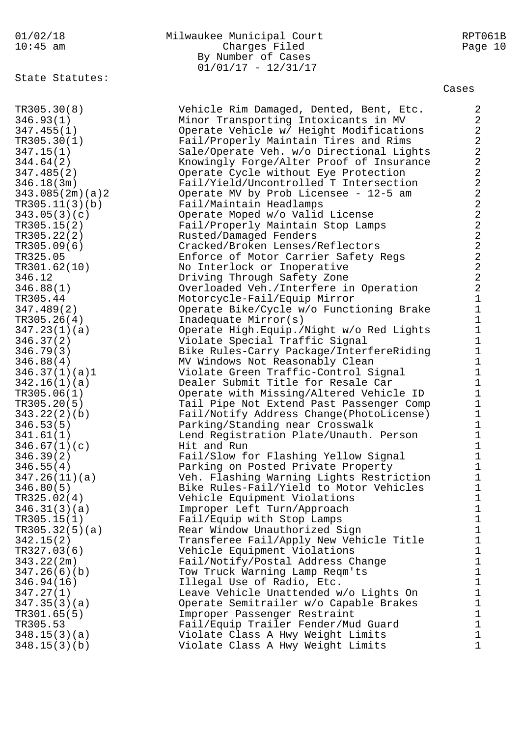State Statutes:

| Statute | Description | Cases |
|---|---|---|
| TR305.30(8) | Vehicle Rim Damaged, Dented, Bent, Etc. | 2 |
| 346.93(1) | Minor Transporting Intoxicants in MV | 2 |
| 347.455(1) | Operate Vehicle w/ Height Modifications | 2 |
| TR305.30(1) | Fail/Properly Maintain Tires and Rims | 2 |
| 347.15(1) | Sale/Operate Veh. w/o Directional Lights | 2 |
| 344.64(2) | Knowingly Forge/Alter Proof of Insurance | 2 |
| 347.485(2) | Operate Cycle without Eye Protection | 2 |
| 346.18(3m) | Fail/Yield/Uncontrolled T Intersection | 2 |
| 343.085(2m)(a)2 | Operate MV by Prob Licensee - 12-5 am | 2 |
| TR305.11(3)(b) | Fail/Maintain Headlamps | 2 |
| 343.05(3)(c) | Operate Moped w/o Valid License | 2 |
| TR305.15(2) | Fail/Properly Maintain Stop Lamps | 2 |
| TR305.22(2) | Rusted/Damaged Fenders | 2 |
| TR305.09(6) | Cracked/Broken Lenses/Reflectors | 2 |
| TR325.05 | Enforce of Motor Carrier Safety Regs | 2 |
| TR301.62(10) | No Interlock or Inoperative | 2 |
| 346.12 | Driving Through Safety Zone | 2 |
| 346.88(1) | Overloaded Veh./Interfere in Operation | 2 |
| TR305.44 | Motorcycle-Fail/Equip Mirror | 1 |
| 347.489(2) | Operate Bike/Cycle w/o Functioning Brake | 1 |
| TR305.26(4) | Inadequate Mirror(s) | 1 |
| 347.23(1)(a) | Operate High.Equip./Night w/o Red Lights | 1 |
| 346.37(2) | Violate Special Traffic Signal | 1 |
| 346.79(3) | Bike Rules-Carry Package/InterfereRiding | 1 |
| 346.88(4) | MV Windows Not Reasonably Clean | 1 |
| 346.37(1)(a)1 | Violate Green Traffic-Control Signal | 1 |
| 342.16(1)(a) | Dealer Submit Title for Resale Car | 1 |
| TR305.06(1) | Operate with Missing/Altered Vehicle ID | 1 |
| TR305.20(5) | Tail Pipe Not Extend Past Passenger Comp | 1 |
| 343.22(2)(b) | Fail/Notify Address Change(PhotoLicense) | 1 |
| 346.53(5) | Parking/Standing near Crosswalk | 1 |
| 341.61(1) | Lend Registration Plate/Unauth. Person | 1 |
| 346.67(1)(c) | Hit and Run | 1 |
| 346.39(2) | Fail/Slow for Flashing Yellow Signal | 1 |
| 346.55(4) | Parking on Posted Private Property | 1 |
| 347.26(11)(a) | Veh. Flashing Warning Lights Restriction | 1 |
| 346.80(5) | Bike Rules-Fail/Yield to Motor Vehicles | 1 |
| TR325.02(4) | Vehicle Equipment Violations | 1 |
| 346.31(3)(a) | Improper Left Turn/Approach | 1 |
| TR305.15(1) | Fail/Equip with Stop Lamps | 1 |
| TR305.32(5)(a) | Rear Window Unauthorized Sign | 1 |
| 342.15(2) | Transferee Fail/Apply New Vehicle Title | 1 |
| TR327.03(6) | Vehicle Equipment Violations | 1 |
| 343.22(2m) | Fail/Notify/Postal Address Change | 1 |
| 347.26(6)(b) | Tow Truck Warning Lamp Reqm'ts | 1 |
| 346.94(16) | Illegal Use of Radio, Etc. | 1 |
| 347.27(1) | Leave Vehicle Unattended w/o Lights On | 1 |
| 347.35(3)(a) | Operate Semitrailer w/o Capable Brakes | 1 |
| TR301.65(5) | Improper Passenger Restraint | 1 |
| TR305.53 | Fail/Equip Trailer Fender/Mud Guard | 1 |
| 348.15(3)(a) | Violate Class A Hwy Weight Limits | 1 |
| 348.15(3)(b) | Violate Class A Hwy Weight Limits | 1 |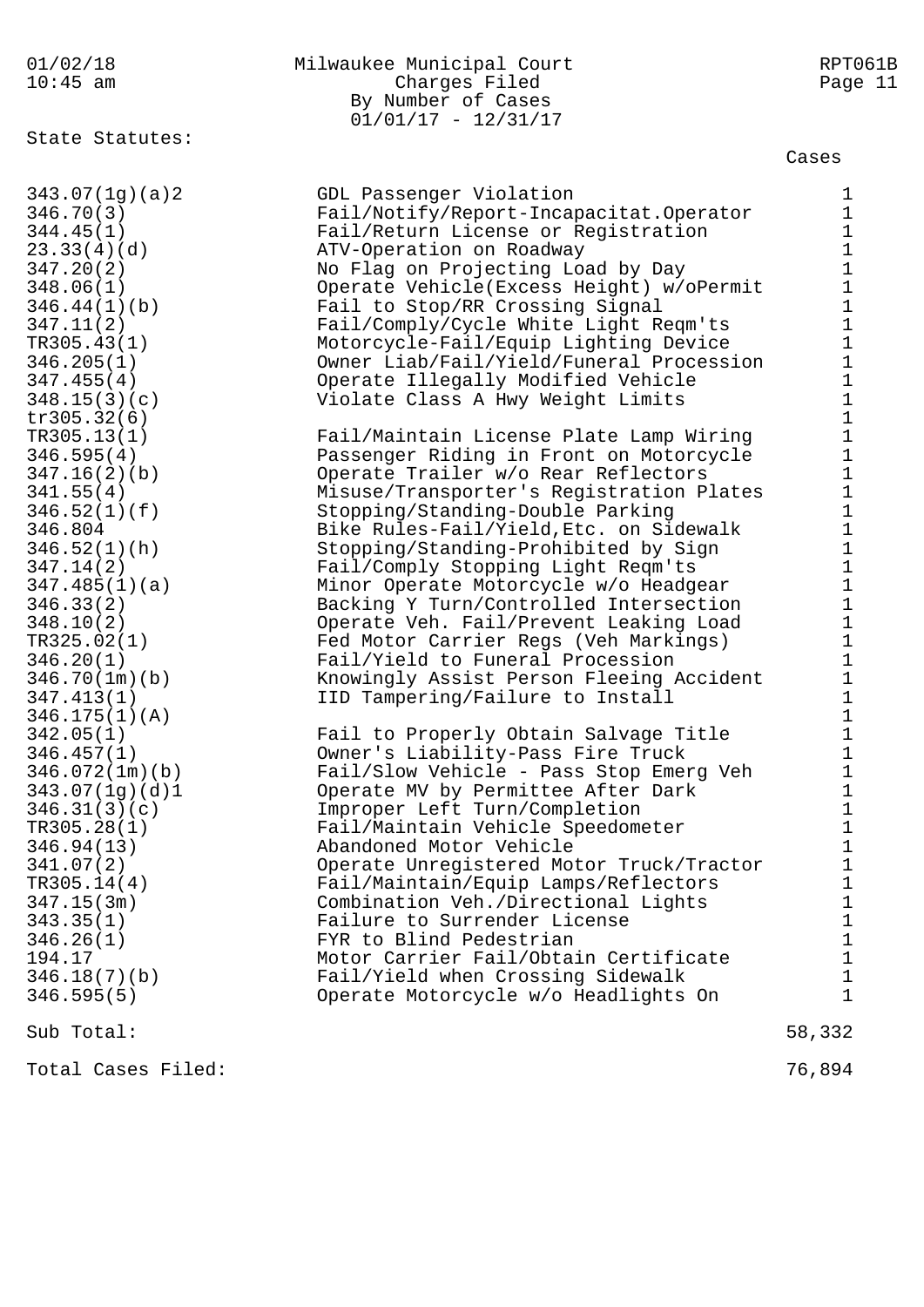Milwaukee Municipal Court
Charges Filed
By Number of Cases
01/01/17 - 12/31/17

01/02/18
10:45 am

RPT061B

State Statutes:

| | | Cases |
|---|---|---|
| 343.07(1g)(a)2 | GDL Passenger Violation | 1 |
| 346.70(3) | Fail/Notify/Report-Incapacitat.Operator | 1 |
| 344.45(1) | Fail/Return License or Registration | 1 |
| 23.33(4)(d) | ATV-Operation on Roadway | 1 |
| 347.20(2) | No Flag on Projecting Load by Day | 1 |
| 348.06(1) | Operate Vehicle(Excess Height) w/oPermit | 1 |
| 346.44(1)(b) | Fail to Stop/RR Crossing Signal | 1 |
| 347.11(2) | Fail/Comply/Cycle White Light Reqm'ts | 1 |
| TR305.43(1) | Motorcycle-Fail/Equip Lighting Device | 1 |
| 346.205(1) | Owner Liab/Fail/Yield/Funeral Procession | 1 |
| 347.455(4) | Operate Illegally Modified Vehicle | 1 |
| 348.15(3)(c) | Violate Class A Hwy Weight Limits | 1 |
| tr305.32(6) | | 1 |
| TR305.13(1) | Fail/Maintain License Plate Lamp Wiring | 1 |
| 346.595(4) | Passenger Riding in Front on Motorcycle | 1 |
| 347.16(2)(b) | Operate Trailer w/o Rear Reflectors | 1 |
| 341.55(4) | Misuse/Transporter's Registration Plates | 1 |
| 346.52(1)(f) | Stopping/Standing-Double Parking | 1 |
| 346.804 | Bike Rules-Fail/Yield,Etc. on Sidewalk | 1 |
| 346.52(1)(h) | Stopping/Standing-Prohibited by Sign | 1 |
| 347.14(2) | Fail/Comply Stopping Light Reqm'ts | 1 |
| 347.485(1)(a) | Minor Operate Motorcycle w/o Headgear | 1 |
| 346.33(2) | Backing Y Turn/Controlled Intersection | 1 |
| 348.10(2) | Operate Veh. Fail/Prevent Leaking Load | 1 |
| TR325.02(1) | Fed Motor Carrier Regs (Veh Markings) | 1 |
| 346.20(1) | Fail/Yield to Funeral Procession | 1 |
| 346.70(1m)(b) | Knowingly Assist Person Fleeing Accident | 1 |
| 347.413(1) | IID Tampering/Failure to Install | 1 |
| 346.175(1)(A) | | 1 |
| 342.05(1) | Fail to Properly Obtain Salvage Title | 1 |
| 346.457(1) | Owner's Liability-Pass Fire Truck | 1 |
| 346.072(1m)(b) | Fail/Slow Vehicle - Pass Stop Emerg Veh | 1 |
| 343.07(1g)(d)1 | Operate MV by Permittee After Dark | 1 |
| 346.31(3)(c) | Improper Left Turn/Completion | 1 |
| TR305.28(1) | Fail/Maintain Vehicle Speedometer | 1 |
| 346.94(13) | Abandoned Motor Vehicle | 1 |
| 341.07(2) | Operate Unregistered Motor Truck/Tractor | 1 |
| TR305.14(4) | Fail/Maintain/Equip Lamps/Reflectors | 1 |
| 347.15(3m) | Combination Veh./Directional Lights | 1 |
| 343.35(1) | Failure to Surrender License | 1 |
| 346.26(1) | FYR to Blind Pedestrian | 1 |
| 194.17 | Motor Carrier Fail/Obtain Certificate | 1 |
| 346.18(7)(b) | Fail/Yield when Crossing Sidewalk | 1 |
| 346.595(5) | Operate Motorcycle w/o Headlights On | 1 |
| Sub Total: | | 58,332 |
| Total Cases Filed: | | 76,894 |